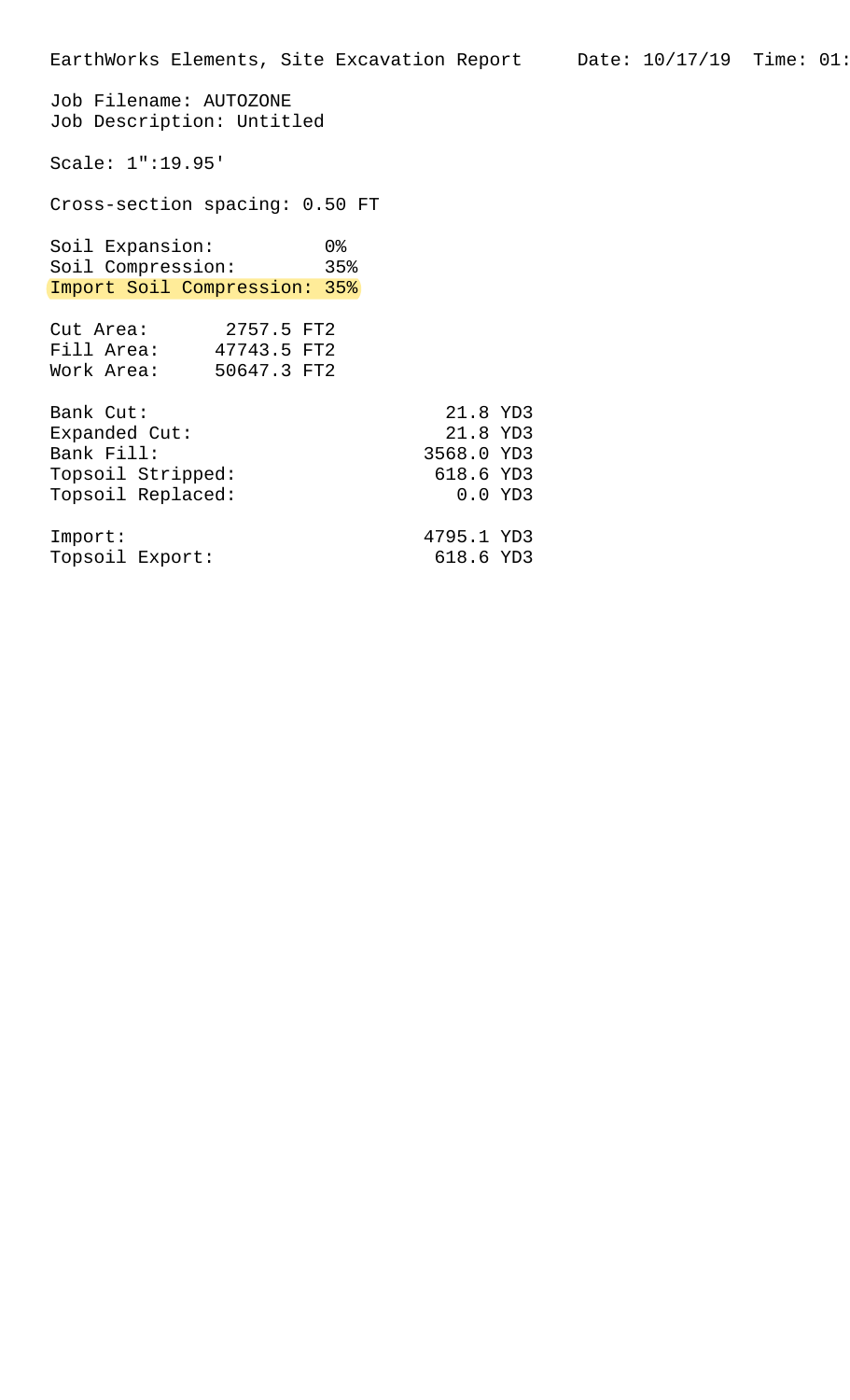EarthWorks Elements, Site Excavation Report    Date: 10/17/19  Time: 01:

Job Filename: AUTOZONE
Job Description: Untitled

Scale: 1":19.95'

Cross-section spacing: 0.50 FT

| | |
|---|---|
| Soil Expansion: | 0% |
| Soil Compression: | 35% |
| Import Soil Compression: | 35% |

| | |
|---|---|
| Cut Area: | 2757.5 FT2 |
| Fill Area: | 47743.5 FT2 |
| Work Area: | 50647.3 FT2 |

| | |
|---|---|
| Bank Cut: | 21.8 YD3 |
| Expanded Cut: | 21.8 YD3 |
| Bank Fill: | 3568.0 YD3 |
| Topsoil Stripped: | 618.6 YD3 |
| Topsoil Replaced: | 0.0 YD3 |

| | |
|---|---|
| Import: | 4795.1 YD3 |
| Topsoil Export: | 618.6 YD3 |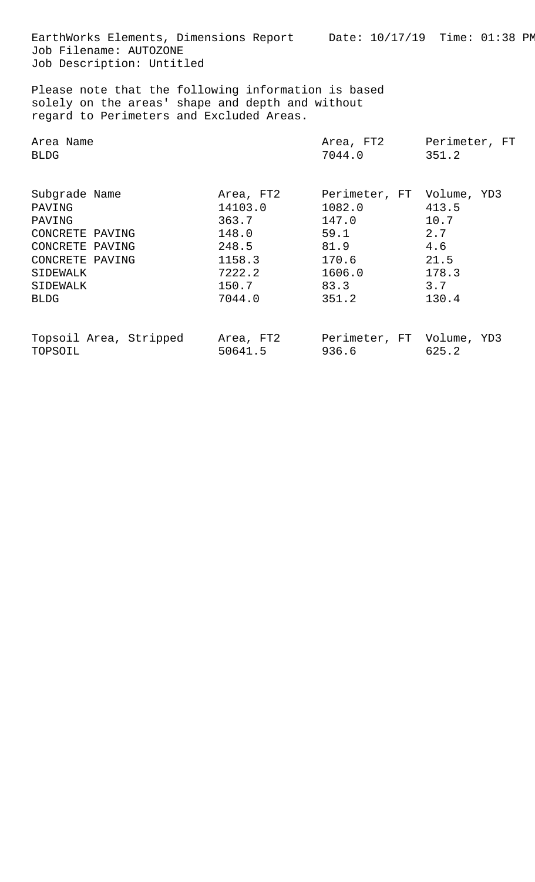EarthWorks Elements, Dimensions Report Date: 10/17/19 Time: 01:38 PM
Job Filename: AUTOZONE
Job Description: Untitled

Please note that the following information is based solely on the areas' shape and depth and without regard to Perimeters and Excluded Areas.

| Area Name | Area, FT2 | Perimeter, FT |
|---|---|---|
| BLDG | 7044.0 | 351.2 |

| Subgrade Name | Area, FT2 | Perimeter, FT | Volume, YD3 |
|---|---|---|---|
| PAVING | 14103.0 | 1082.0 | 413.5 |
| PAVING | 363.7 | 147.0 | 10.7 |
| CONCRETE PAVING | 148.0 | 59.1 | 2.7 |
| CONCRETE PAVING | 248.5 | 81.9 | 4.6 |
| CONCRETE PAVING | 1158.3 | 170.6 | 21.5 |
| SIDEWALK | 7222.2 | 1606.0 | 178.3 |
| SIDEWALK | 150.7 | 83.3 | 3.7 |
| BLDG | 7044.0 | 351.2 | 130.4 |

| Topsoil Area, Stripped | Area, FT2 | Perimeter, FT | Volume, YD3 |
|---|---|---|---|
| TOPSOIL | 50641.5 | 936.6 | 625.2 |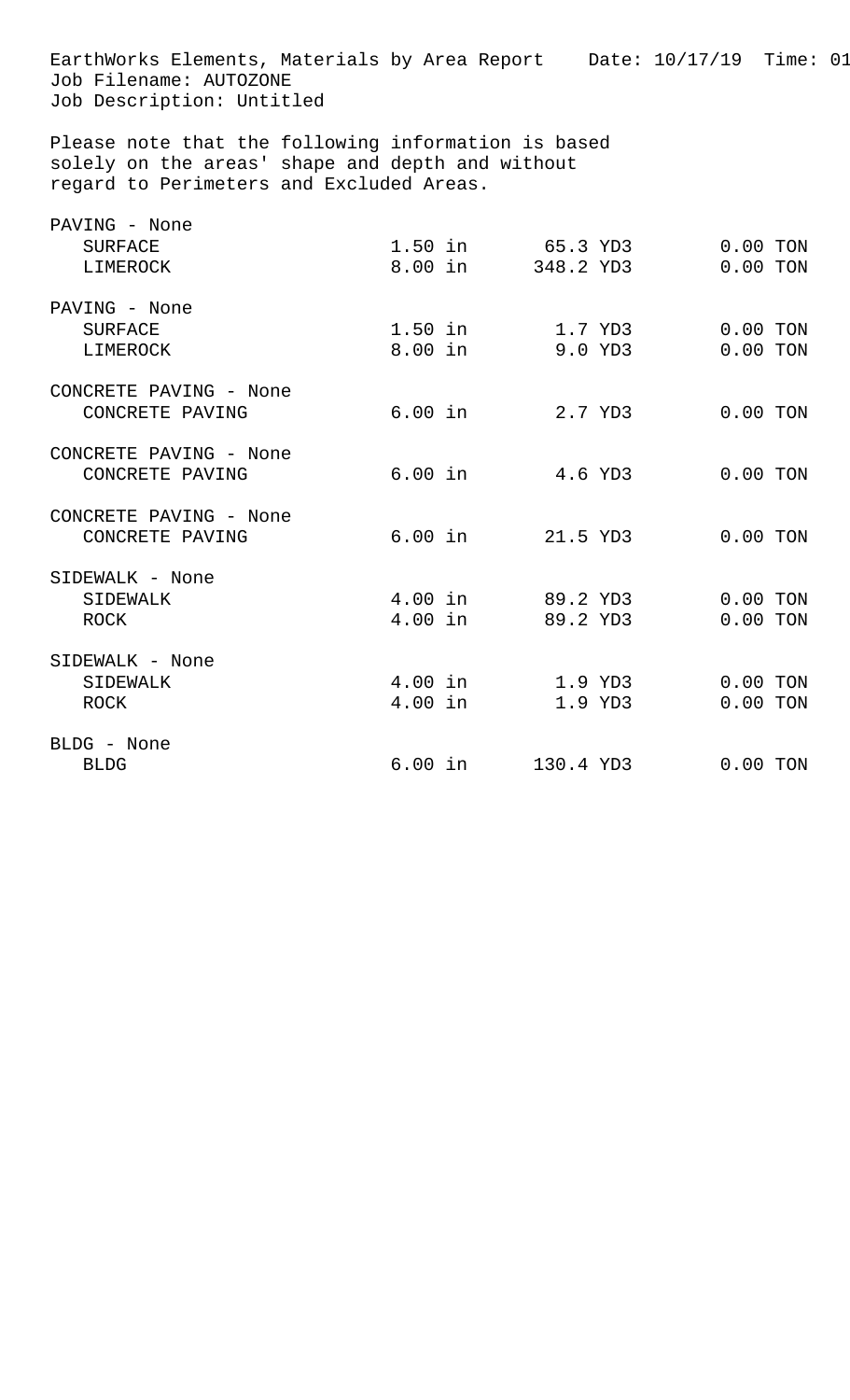EarthWorks Elements, Materials by Area Report    Date: 10/17/19  Time: 01

Job Filename: AUTOZONE

Job Description: Untitled

Please note that the following information is based solely on the areas' shape and depth and without regard to Perimeters and Excluded Areas.

| Item | Depth | Volume | Weight |
|---|---|---|---|
| **PAVING - None** | | | |
| SURFACE | 1.50 in | 65.3 YD3 | 0.00 TON |
| LIMEROCK | 8.00 in | 348.2 YD3 | 0.00 TON |
| **PAVING - None** | | | |
| SURFACE | 1.50 in | 1.7 YD3 | 0.00 TON |
| LIMEROCK | 8.00 in | 9.0 YD3 | 0.00 TON |
| **CONCRETE PAVING - None** | | | |
| CONCRETE PAVING | 6.00 in | 2.7 YD3 | 0.00 TON |
| **CONCRETE PAVING - None** | | | |
| CONCRETE PAVING | 6.00 in | 4.6 YD3 | 0.00 TON |
| **CONCRETE PAVING - None** | | | |
| CONCRETE PAVING | 6.00 in | 21.5 YD3 | 0.00 TON |
| **SIDEWALK - None** | | | |
| SIDEWALK | 4.00 in | 89.2 YD3 | 0.00 TON |
| ROCK | 4.00 in | 89.2 YD3 | 0.00 TON |
| **SIDEWALK - None** | | | |
| SIDEWALK | 4.00 in | 1.9 YD3 | 0.00 TON |
| ROCK | 4.00 in | 1.9 YD3 | 0.00 TON |
| **BLDG - None** | | | |
| BLDG | 6.00 in | 130.4 YD3 | 0.00 TON |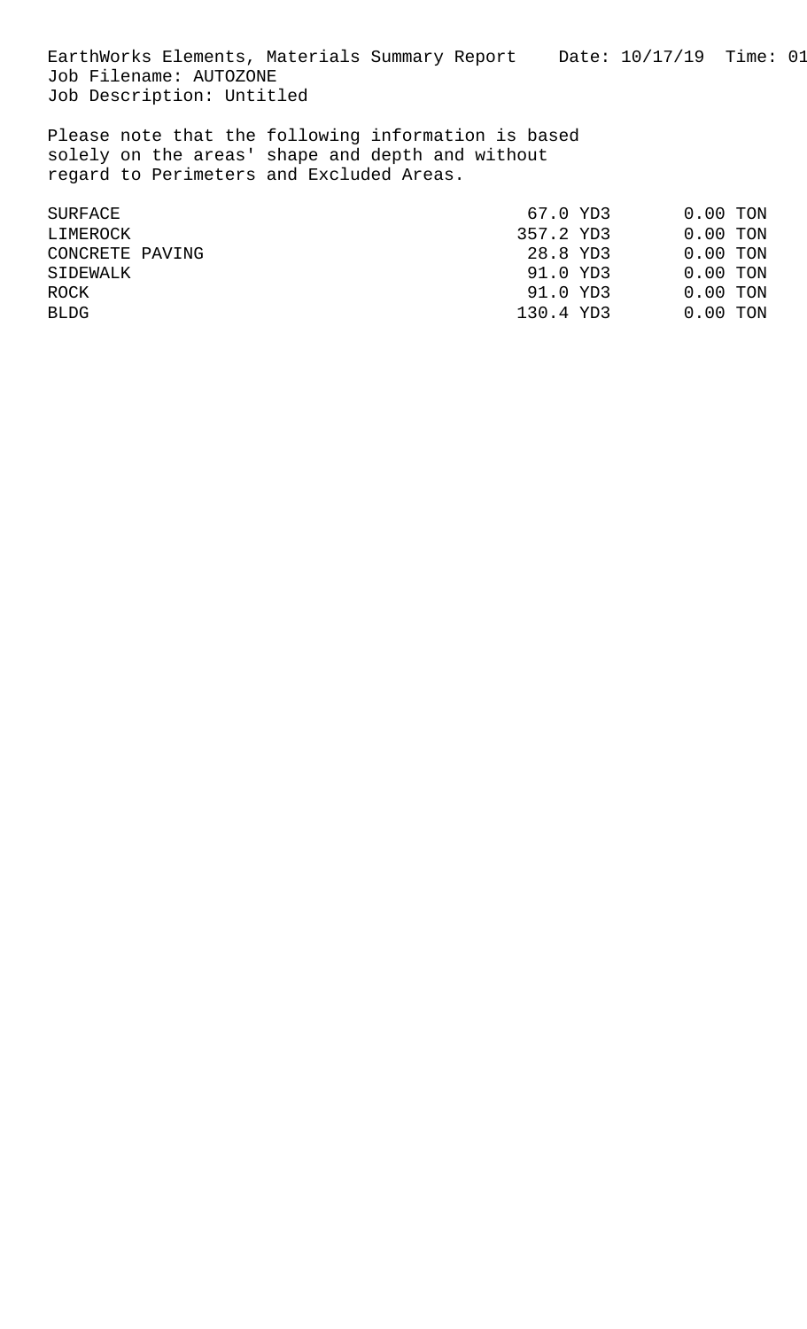EarthWorks Elements, Materials Summary Report    Date: 10/17/19  Time: 01

Job Filename: AUTOZONE

Job Description: Untitled

Please note that the following information is based solely on the areas' shape and depth and without regard to Perimeters and Excluded Areas.

| | | |
|---|---|---|
| SURFACE | 67.0 YD3 | 0.00 TON |
| LIMEROCK | 357.2 YD3 | 0.00 TON |
| CONCRETE PAVING | 28.8 YD3 | 0.00 TON |
| SIDEWALK | 91.0 YD3 | 0.00 TON |
| ROCK | 91.0 YD3 | 0.00 TON |
| BLDG | 130.4 YD3 | 0.00 TON |